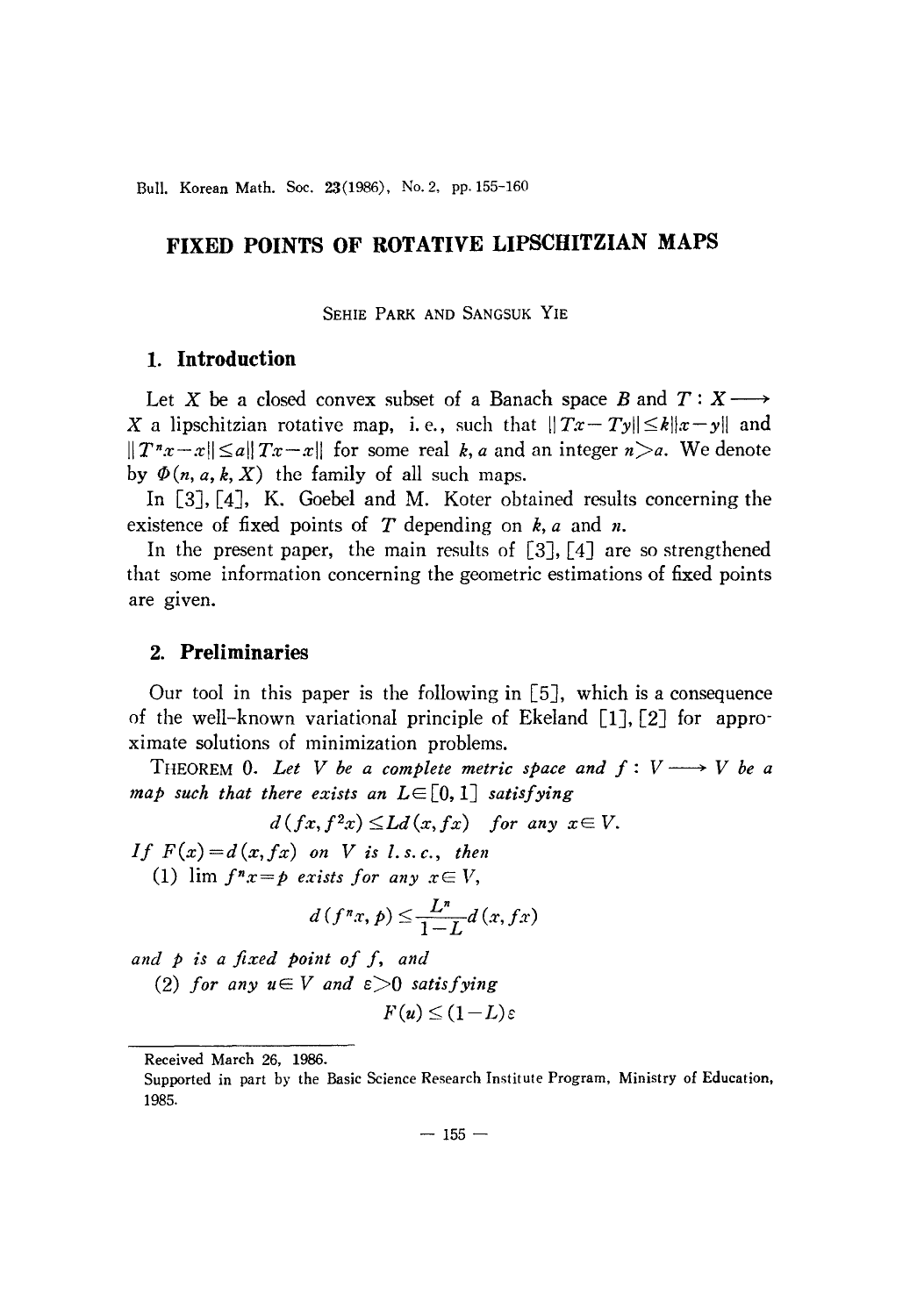# FIXED POINTS OF ROTATIVE LIPSCHITZIAN MAPS

SEHIE PARK AND SANGSUK YIE

## 1. Introduction

Let $X$ be a closed convex subset of a Banach space $B$ and $T: X \longrightarrow X$ a lipschitzian rotative map, i.e., such that $\|Tx-Ty\| \leq k\|x-y\|$ and $\|T^n x - x\| \leq a\|Tx-x\|$ for some real $k$, $a$ and an integer $n > a$. We denote by $\Phi(n, a, k, X)$ the family of all such maps.

In [3], [4], K. Goebel and M. Koter obtained results concerning the existence of fixed points of $T$ depending on $k$, $a$ and $n$.

In the present paper, the main results of [3], [4] are so strengthened that some information concerning the geometric estimations of fixed points are given.

## 2. Preliminaries

Our tool in this paper is the following in [5], which is a consequence of the well-known variational principle of Ekeland [1], [2] for approximate solutions of minimization problems.

THEOREM 0. *Let $V$ be a complete metric space and $f: V \longrightarrow V$ be a map such that there exists an $L \in [0, 1]$ satisfying*

$$d(fx, f^2 x) \leq L d(x, fx) \quad \text{for any } x \in V.$$

*If $F(x) = d(x, fx)$ on $V$ is l.s.c., then*

(1) $\lim f^n x = p$ *exists for any $x \in V$,*

$$d(f^n x, p) \leq \frac{L^n}{1-L} d(x, fx)$$

*and $p$ is a fixed point of $f$, and*

(2) *for any $u \in V$ and $\varepsilon > 0$ satisfying*

$$F(u) \leq (1-L)\varepsilon$$

---

Received March 26, 1986.

Supported in part by the Basic Science Research Institute Program, Ministry of Education, 1985.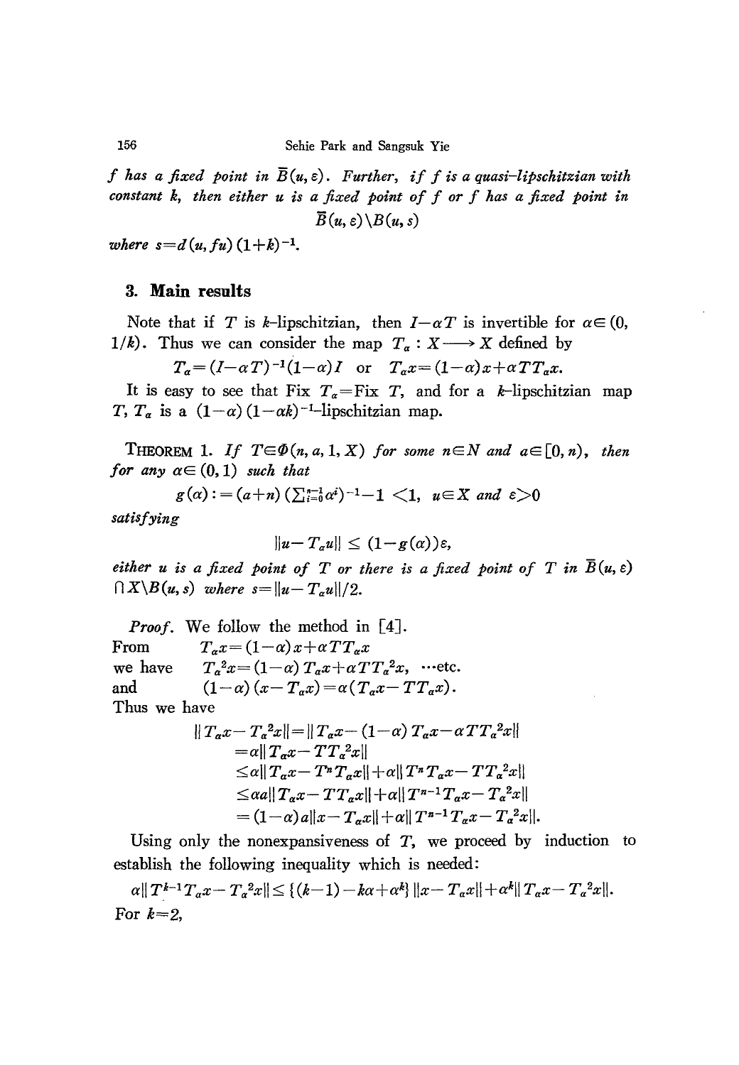*f has a fixed point in* $\bar{B}(u,\varepsilon)$. *Further, if f is a quasi-lipschitzian with constant k, then either u is a fixed point of f or f has a fixed point in*

$$\bar{B}(u,\varepsilon)\backslash B(u,s)$$

*where* $s=d(u,fu)(1+k)^{-1}$.

## 3. Main results

Note that if $T$ is $k$-lipschitzian, then $I-\alpha T$ is invertible for $\alpha\in(0, 1/k)$. Thus we can consider the map $T_\alpha : X \longrightarrow X$ defined by

$$T_\alpha=(I-\alpha T)^{-1}(1-\alpha)I \quad \text{or} \quad T_\alpha x=(1-\alpha)x+\alpha TT_\alpha x.$$

It is easy to see that Fix $T_\alpha$=Fix $T$, and for a $k$-lipschitzian map $T$, $T_\alpha$ is a $(1-\alpha)(1-\alpha k)^{-1}$-lipschitzian map.

THEOREM 1. *If* $T\in\Phi(n,a,1,X)$ *for some* $n\in N$ *and* $a\in[0,n)$, *then for any* $\alpha\in(0,1)$ *such that*

$$g(\alpha):=(a+n)(\textstyle\sum_{i=0}^{n-1}\alpha^i)^{-1}-1<1, \quad u\in X \text{ and } \varepsilon>0$$

*satisfying*

$$\|u-T_\alpha u\|\le(1-g(\alpha))\varepsilon,$$

*either u is a fixed point of T or there is a fixed point of T in* $\bar{B}(u,\varepsilon)\cap X\backslash B(u,s)$ *where* $s=\|u-T_\alpha u\|/2$.

*Proof.* We follow the method in [4].

From $\quad T_\alpha x=(1-\alpha)x+\alpha TT_\alpha x$

we have $\quad T_\alpha^2 x=(1-\alpha)T_\alpha x+\alpha TT_\alpha^2 x$, ...etc.

and $\quad (1-\alpha)(x-T_\alpha x)=\alpha(T_\alpha x-TT_\alpha x)$.

Thus we have

$$\begin{aligned}
\|T_\alpha x-T_\alpha^2 x\|&=\|T_\alpha x-(1-\alpha)T_\alpha x-\alpha TT_\alpha^2 x\|\\
&=\alpha\|T_\alpha x-TT_\alpha^2 x\|\\
&\le\alpha\|T_\alpha x-T^nT_\alpha x\|+\alpha\|T^nT_\alpha x-TT_\alpha^2 x\|\\
&\le\alpha a\|T_\alpha x-TT_\alpha x\|+\alpha\|T^{n-1}T_\alpha x-T_\alpha^2 x\|\\
&=(1-\alpha)a\|x-T_\alpha x\|+\alpha\|T^{n-1}T_\alpha x-T_\alpha^2 x\|.
\end{aligned}$$

Using only the nonexpansiveness of $T$, we proceed by induction to establish the following inequality which is needed:

$$\alpha\|T^{k-1}T_\alpha x-T_\alpha^2 x\|\le\{(k-1)-k\alpha+\alpha^k\}\|x-T_\alpha x\|+\alpha^k\|T_\alpha x-T_\alpha^2 x\|.$$

For $k=2$,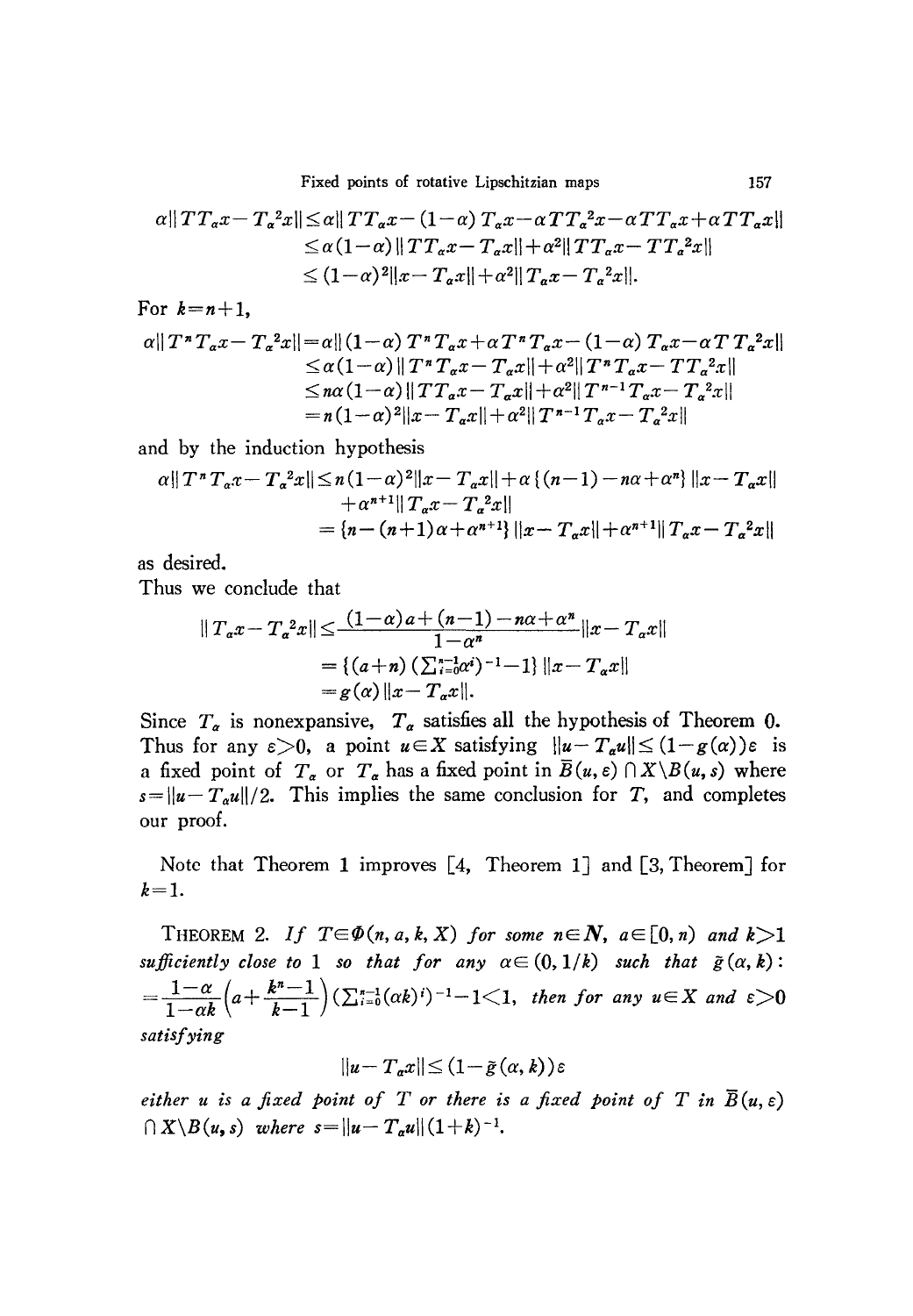$$\alpha \| TT_\alpha x - T_\alpha{}^2 x \| \leq \alpha \| TT_\alpha x - (1-\alpha) T_\alpha x - \alpha TT_\alpha{}^2 x - \alpha TT_\alpha x + \alpha TT_\alpha x \|$$
$$\leq \alpha(1-\alpha) \| TT_\alpha x - T_\alpha x \| + \alpha^2 \| TT_\alpha x - TT_\alpha{}^2 x \|$$
$$\leq (1-\alpha)^2 \| x - T_\alpha x \| + \alpha^2 \| T_\alpha x - T_\alpha{}^2 x \|.$$

For $k=n+1$,

$$\alpha \| T^n T_\alpha x - T_\alpha{}^2 x \| = \alpha \| (1-\alpha) T^n T_\alpha x + \alpha T^n T_\alpha x - (1-\alpha) T_\alpha x - \alpha T T_\alpha{}^2 x \|$$
$$\leq \alpha(1-\alpha) \| T^n T_\alpha x - T_\alpha x \| + \alpha^2 \| T^n T_\alpha x - TT_\alpha{}^2 x \|$$
$$\leq n\alpha(1-\alpha) \| TT_\alpha x - T_\alpha x \| + \alpha^2 \| T^{n-1} T_\alpha x - T_\alpha{}^2 x \|$$
$$= n(1-\alpha)^2 \| x - T_\alpha x \| + \alpha^2 \| T^{n-1} T_\alpha x - T_\alpha{}^2 x \|$$

and by the induction hypothesis

$$\alpha \| T^n T_\alpha x - T_\alpha{}^2 x \| \leq n(1-\alpha)^2 \| x - T_\alpha x \| + \alpha \{ (n-1) - n\alpha + \alpha^n \} \| x - T_\alpha x \| + \alpha^{n+1} \| T_\alpha x - T_\alpha{}^2 x \|$$
$$= \{ n - (n+1)\alpha + \alpha^{n+1} \} \| x - T_\alpha x \| + \alpha^{n+1} \| T_\alpha x - T_\alpha{}^2 x \|$$

as desired.

Thus we conclude that

$$\| T_\alpha x - T_\alpha{}^2 x \| \leq \frac{(1-\alpha)a + (n-1) - n\alpha + \alpha^n}{1-\alpha^n} \| x - T_\alpha x \|$$
$$= \{ (a+n) (\textstyle\sum_{i=0}^{n-1} \alpha^i)^{-1} - 1 \} \| x - T_\alpha x \|$$
$$= g(\alpha) \| x - T_\alpha x \|.$$

Since $T_\alpha$ is nonexpansive, $T_\alpha$ satisfies all the hypothesis of Theorem 0. Thus for any $\varepsilon > 0$, a point $u \in X$ satisfying $\| u - T_\alpha u \| \leq (1 - g(\alpha))\varepsilon$ is a fixed point of $T_\alpha$ or $T_\alpha$ has a fixed point in $\bar{B}(u, \varepsilon) \cap X \backslash B(u, s)$ where $s = \| u - T_\alpha u \| / 2$. This implies the same conclusion for $T$, and completes our proof.

Note that Theorem 1 improves [4, Theorem 1] and [3, Theorem] for $k=1$.

THEOREM 2. *If $T \in \Phi(n, a, k, X)$ for some $n \in \boldsymbol{N}$, $a \in [0, n)$ and $k > 1$ sufficiently close to 1 so that for any $\alpha \in (0, 1/k)$ such that $\tilde{g}(\alpha, k)$: $= \frac{1-\alpha}{1-\alpha k} \left( a + \frac{k^n - 1}{k-1} \right) (\sum_{i=0}^{n-1} (\alpha k)^i)^{-1} - 1 < 1$, then for any $u \in X$ and $\varepsilon > 0$ satisfying*

$$\| u - T_\alpha x \| \leq (1 - \tilde{g}(\alpha, k)) \varepsilon$$

*either $u$ is a fixed point of $T$ or there is a fixed point of $T$ in $\bar{B}(u, \varepsilon)$ $\cap X \backslash B(u, s)$ where $s = \| u - T_\alpha u \| (1+k)^{-1}$.*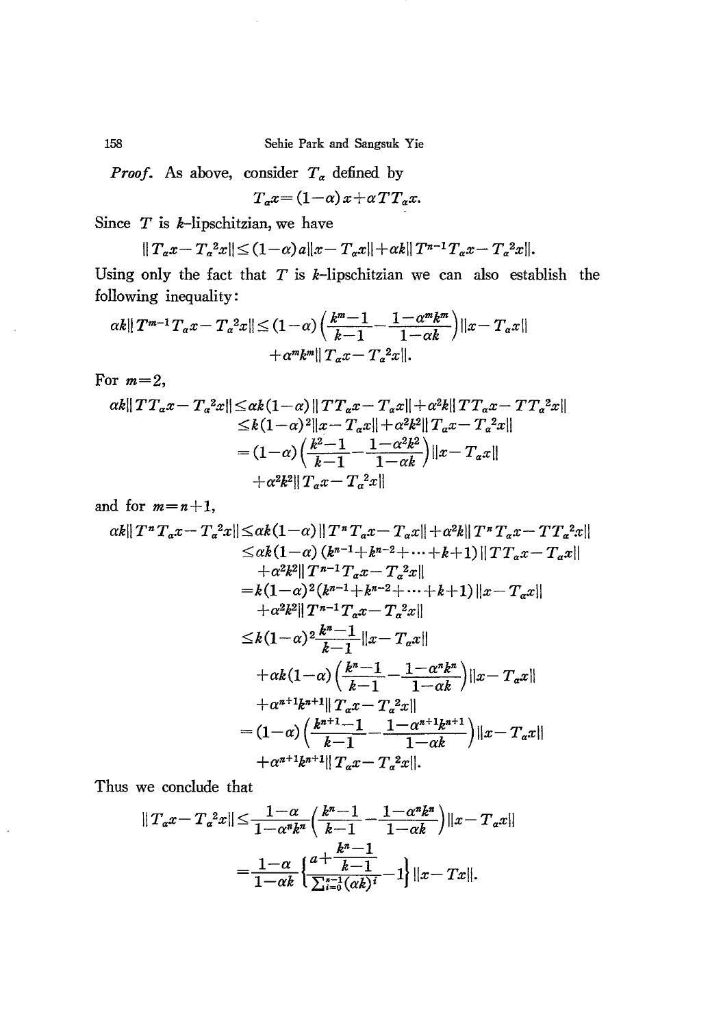*Proof.* As above, consider $T_\alpha$ defined by

$$T_\alpha x = (1-\alpha)x + \alpha T T_\alpha x.$$

Since $T$ is $k$-lipschitzian, we have

$$\|T_\alpha x - T_\alpha{}^2 x\| \leq (1-\alpha)a\|x - T_\alpha x\| + \alpha k\|T^{n-1}T_\alpha x - T_\alpha{}^2 x\|.$$

Using only the fact that $T$ is $k$-lipschitzian we can also establish the following inequality:

$$\begin{aligned}
\alpha k\|T^{m-1}T_\alpha x - T_\alpha{}^2 x\| \leq (1-\alpha)\left(\frac{k^m-1}{k-1} - \frac{1-\alpha^m k^m}{1-\alpha k}\right)\|x - T_\alpha x\| \\
+ \alpha^m k^m \|T_\alpha x - T_\alpha{}^2 x\|.
\end{aligned}$$

For $m=2$,

$$\begin{aligned}
\alpha k\|TT_\alpha x - T_\alpha{}^2 x\| &\leq \alpha k(1-\alpha)\|TT_\alpha x - T_\alpha x\| + \alpha^2 k\|TT_\alpha x - TT_\alpha{}^2 x\| \\
&\leq k(1-\alpha)^2\|x - T_\alpha x\| + \alpha^2 k^2\|T_\alpha x - T_\alpha{}^2 x\| \\
&= (1-\alpha)\left(\frac{k^2-1}{k-1} - \frac{1-\alpha^2 k^2}{1-\alpha k}\right)\|x - T_\alpha x\| \\
&\quad + \alpha^2 k^2 \|T_\alpha x - T_\alpha{}^2 x\|
\end{aligned}$$

and for $m = n+1$,

$$\begin{aligned}
\alpha k\|T^n T_\alpha x - T_\alpha{}^2 x\| &\leq \alpha k(1-\alpha)\|T^n T_\alpha x - T_\alpha x\| + \alpha^2 k\|T^n T_\alpha x - TT_\alpha{}^2 x\| \\
&\leq \alpha k(1-\alpha)(k^{n-1} + k^{n-2} + \cdots + k + 1)\|TT_\alpha x - T_\alpha x\| \\
&\quad + \alpha^2 k^2 \|T^{n-1}T_\alpha x - T_\alpha{}^2 x\| \\
&= k(1-\alpha)^2(k^{n-1} + k^{n-2} + \cdots + k + 1)\|x - T_\alpha x\| \\
&\quad + \alpha^2 k^2 \|T^{n-1}T_\alpha x - T_\alpha{}^2 x\| \\
&\leq k(1-\alpha)^2 \frac{k^n-1}{k-1}\|x - T_\alpha x\| \\
&\quad + \alpha k(1-\alpha)\left(\frac{k^n-1}{k-1} - \frac{1-\alpha^n k^n}{1-\alpha k}\right)\|x - T_\alpha x\| \\
&\quad + \alpha^{n+1} k^{n+1}\|T_\alpha x - T_\alpha{}^2 x\| \\
&= (1-\alpha)\left(\frac{k^{n+1}-1}{k-1} - \frac{1-\alpha^{n+1}k^{n+1}}{1-\alpha k}\right)\|x - T_\alpha x\| \\
&\quad + \alpha^{n+1}k^{n+1}\|T_\alpha x - T_\alpha{}^2 x\|.
\end{aligned}$$

Thus we conclude that

$$\begin{aligned}
\|T_\alpha x - T_\alpha{}^2 x\| &\leq \frac{1-\alpha}{1-\alpha^n k^n}\left(\frac{k^n-1}{k-1} - \frac{1-\alpha^n k^n}{1-\alpha k}\right)\|x - T_\alpha x\| \\
&= \frac{1-\alpha}{1-\alpha k}\left\{\frac{a + \dfrac{k^n-1}{k-1}}{\sum_{i=0}^{n-1}(\alpha k)^i} - 1\right\}\|x - Tx\|.
\end{aligned}$$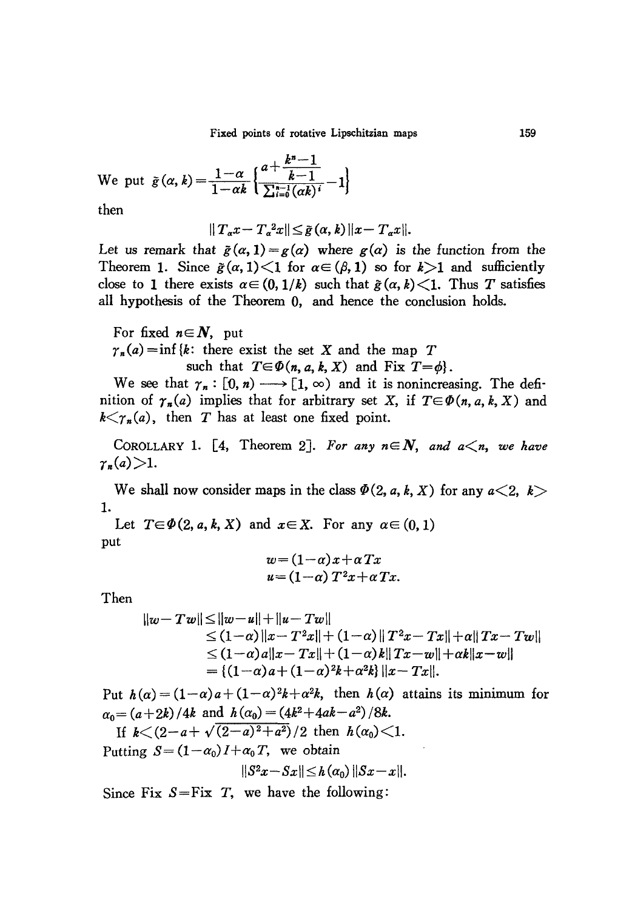We put $\tilde{g}(\alpha, k) = \frac{1-\alpha}{1-\alpha k}\left\{\frac{a+\frac{k^n-1}{k-1}}{\sum_{i=0}^{n-1}(\alpha k)^i}-1\right\}$

then

$$\|T_\alpha x - T_\alpha{}^2 x\| \leq \tilde{g}(\alpha, k)\|x - T_\alpha x\|.$$

Let us remark that $\tilde{g}(\alpha, 1) = g(\alpha)$ where $g(\alpha)$ is the function from the Theorem 1. Since $\tilde{g}(\alpha, 1) < 1$ for $\alpha \in (\beta, 1)$ so for $k > 1$ and sufficiently close to 1 there exists $\alpha \in (0, 1/k)$ such that $\tilde{g}(\alpha, k) < 1$. Thus $T$ satisfies all hypothesis of the Theorem 0, and hence the conclusion holds.

For fixed $n \in \mathbf{N}$, put

$\gamma_n(a) = \inf\{k$: there exist the set $X$ and the map $T$ such that $T \in \Phi(n, a, k, X)$ and Fix $T = \phi\}$.

We see that $\gamma_n : [0, n) \longrightarrow [1, \infty)$ and it is nonincreasing. The definition of $\gamma_n(a)$ implies that for arbitrary set $X$, if $T \in \Phi(n, a, k, X)$ and $k < \gamma_n(a)$, then $T$ has at least one fixed point.

COROLLARY 1. [4, Theorem 2]. *For any $n \in \mathbf{N}$, and $a < n$, we have $\gamma_n(a) > 1$.*

We shall now consider maps in the class $\Phi(2, a, k, X)$ for any $a < 2$, $k > 1$.

Let $T \in \Phi(2, a, k, X)$ and $x \in X$. For any $\alpha \in (0, 1)$ put

$$w = (1-\alpha)x + \alpha Tx$$
$$u = (1-\alpha)T^2 x + \alpha Tx.$$

Then

$$\begin{aligned}
\|w - Tw\| &\leq \|w - u\| + \|u - Tw\| \\
&\leq (1-\alpha)\|x - T^2 x\| + (1-\alpha)\|T^2 x - Tx\| + \alpha\|Tx - Tw\| \\
&\leq (1-\alpha)a\|x - Tx\| + (1-\alpha)k\|Tx - w\| + \alpha k\|x - w\| \\
&= \{(1-\alpha)a + (1-\alpha)^2 k + \alpha^2 k\}\|x - Tx\|.
\end{aligned}$$

Put $h(\alpha) = (1-\alpha)a + (1-\alpha)^2 k + \alpha^2 k$, then $h(\alpha)$ attains its minimum for $\alpha_0 = (a + 2k)/4k$ and $h(\alpha_0) = (4k^2 + 4ak - a^2)/8k$.

If $k < (2 - a + \sqrt{(2-a)^2 + a^2})/2$ then $h(\alpha_0) < 1$.

Putting $S = (1-\alpha_0)I + \alpha_0 T$, we obtain

$$\|S^2 x - Sx\| \leq h(\alpha_0)\|Sx - x\|.$$

Since Fix $S$ = Fix $T$, we have the following: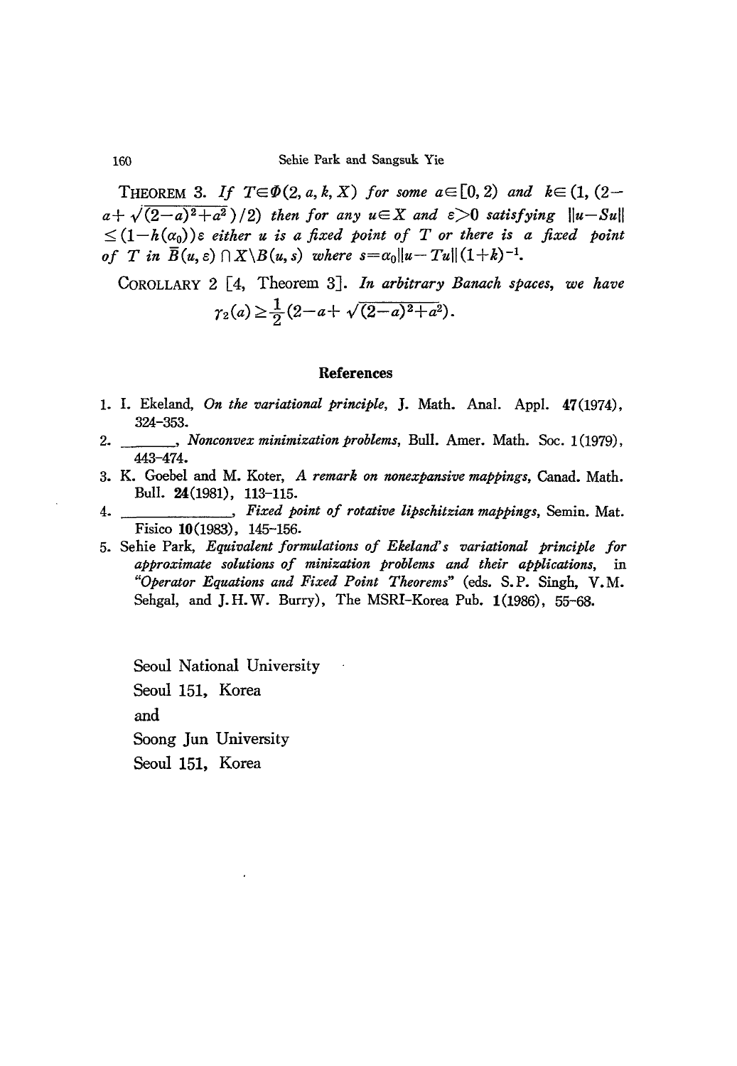THEOREM 3. *If* $T \in \Phi(2, a, k, X)$ *for some* $a \in [0, 2)$ *and* $k \in (1, (2-a+\sqrt{(2-a)^2+a^2})/2)$ *then for any* $u \in X$ *and* $\varepsilon > 0$ *satisfying* $\|u-Su\| \leq (1-h(\alpha_0))\varepsilon$ *either* $u$ *is a fixed point of* $T$ *or there is a fixed point of* $T$ *in* $\bar{B}(u, \varepsilon) \cap X \backslash B(u, s)$ *where* $s = \alpha_0 \|u - Tu\| (1+k)^{-1}$.

COROLLARY 2 [4, Theorem 3]. *In arbitrary Banach spaces, we have*

$$\gamma_2(a) \geq \frac{1}{2}(2-a+\sqrt{(2-a)^2+a^2}).$$

## References

1. I. Ekeland, *On the variational principle*, J. Math. Anal. Appl. **47**(1974), 324–353.
2. ______, *Nonconvex minimization problems*, Bull. Amer. Math. Soc. 1(1979), 443–474.
3. K. Goebel and M. Koter, *A remark on nonexpansive mappings*, Canad. Math. Bull. **24**(1981), 113–115.
4. ______, *Fixed point of rotative lipschitzian mappings*, Semin. Mat. Fisico **10**(1983), 145–156.
5. Sehie Park, *Equivalent formulations of Ekeland's variational principle for approximate solutions of minization problems and their applications*, in *"Operator Equations and Fixed Point Theorems"* (eds. S.P. Singh, V.M. Sehgal, and J.H.W. Burry), The MSRI-Korea Pub. **1**(1986), 55–68.

Seoul National University
Seoul 151, Korea
and
Soong Jun University
Seoul 151, Korea